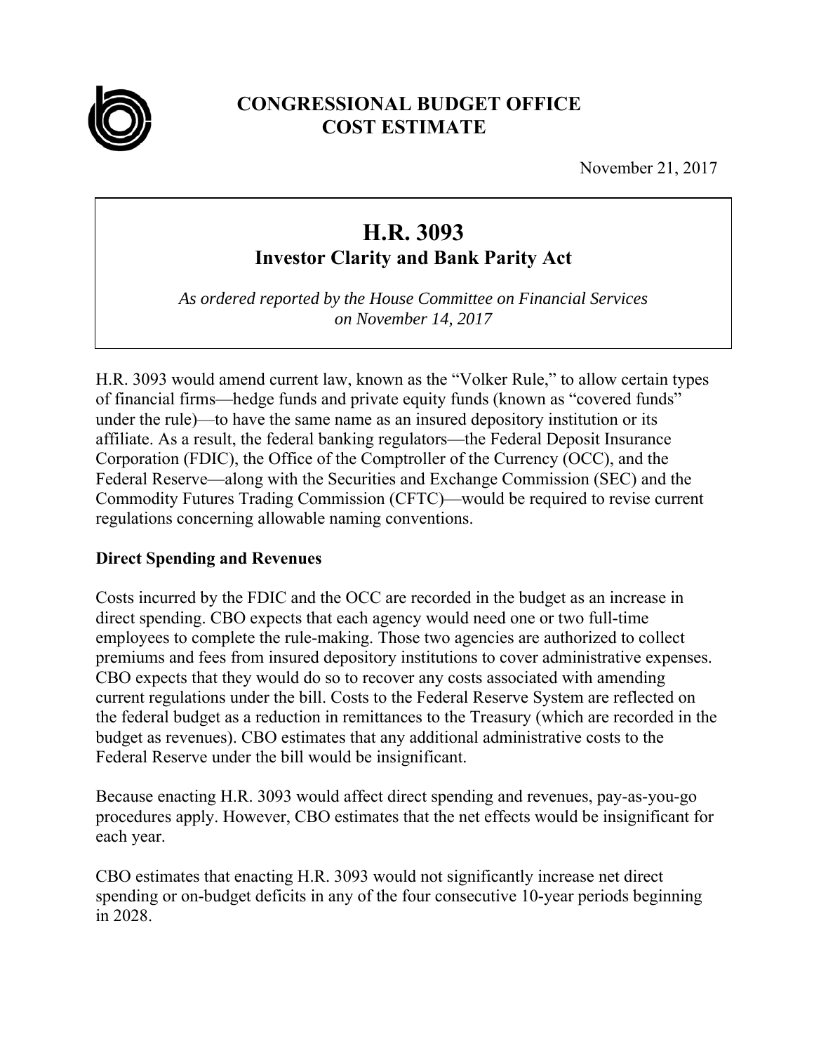# CONGRESSIONAL BUDGET OFFICE COST ESTIMATE

November 21, 2017

## H.R. 3093
### Investor Clarity and Bank Parity Act

*As ordered reported by the House Committee on Financial Services on November 14, 2017*

H.R. 3093 would amend current law, known as the "Volker Rule," to allow certain types of financial firms—hedge funds and private equity funds (known as "covered funds" under the rule)—to have the same name as an insured depository institution or its affiliate. As a result, the federal banking regulators—the Federal Deposit Insurance Corporation (FDIC), the Office of the Comptroller of the Currency (OCC), and the Federal Reserve—along with the Securities and Exchange Commission (SEC) and the Commodity Futures Trading Commission (CFTC)—would be required to revise current regulations concerning allowable naming conventions.

**Direct Spending and Revenues**

Costs incurred by the FDIC and the OCC are recorded in the budget as an increase in direct spending. CBO expects that each agency would need one or two full-time employees to complete the rule-making. Those two agencies are authorized to collect premiums and fees from insured depository institutions to cover administrative expenses. CBO expects that they would do so to recover any costs associated with amending current regulations under the bill. Costs to the Federal Reserve System are reflected on the federal budget as a reduction in remittances to the Treasury (which are recorded in the budget as revenues). CBO estimates that any additional administrative costs to the Federal Reserve under the bill would be insignificant.

Because enacting H.R. 3093 would affect direct spending and revenues, pay-as-you-go procedures apply. However, CBO estimates that the net effects would be insignificant for each year.

CBO estimates that enacting H.R. 3093 would not significantly increase net direct spending or on-budget deficits in any of the four consecutive 10-year periods beginning in 2028.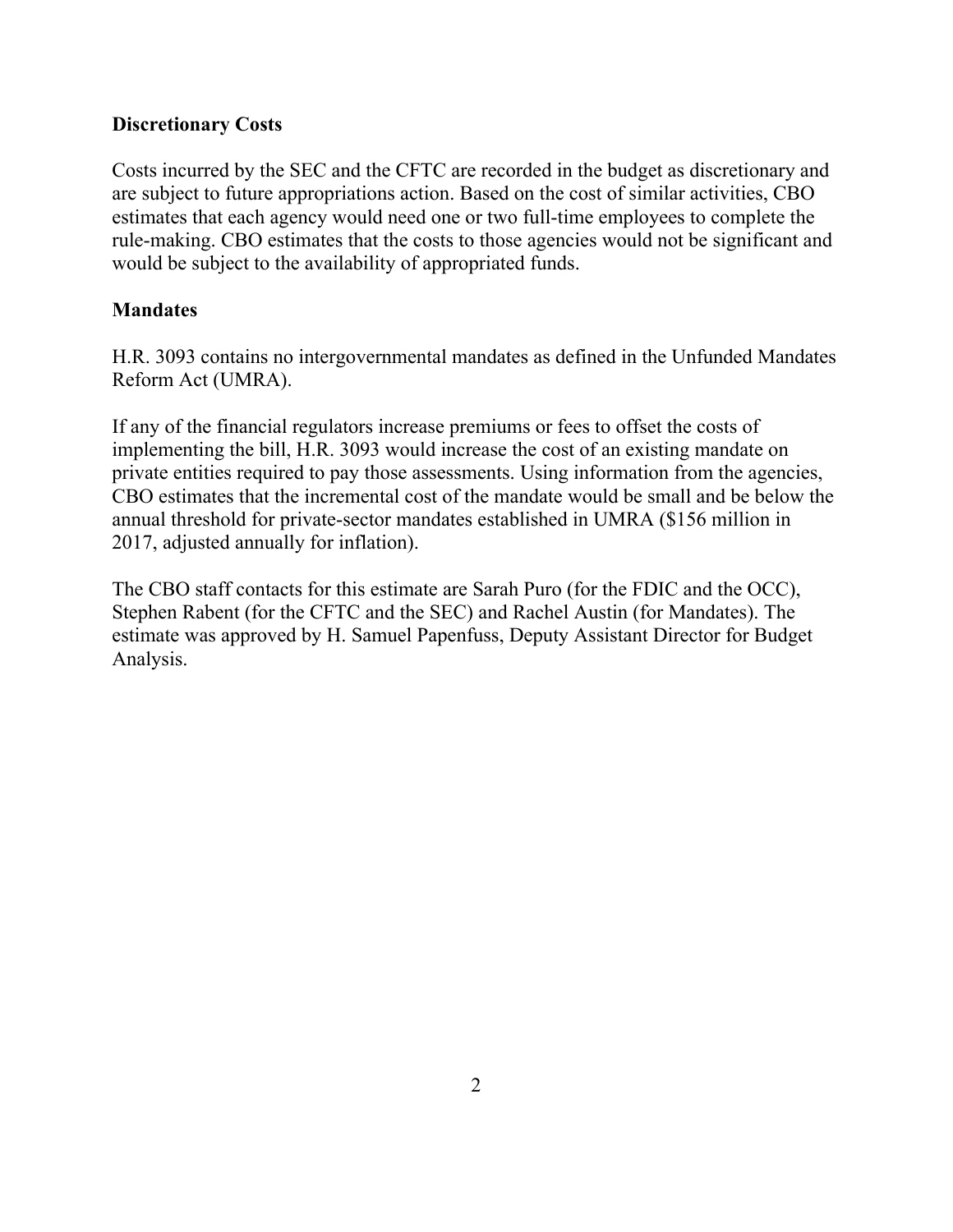**Discretionary Costs**

Costs incurred by the SEC and the CFTC are recorded in the budget as discretionary and are subject to future appropriations action. Based on the cost of similar activities, CBO estimates that each agency would need one or two full-time employees to complete the rule-making. CBO estimates that the costs to those agencies would not be significant and would be subject to the availability of appropriated funds.

**Mandates**

H.R. 3093 contains no intergovernmental mandates as defined in the Unfunded Mandates Reform Act (UMRA).

If any of the financial regulators increase premiums or fees to offset the costs of implementing the bill, H.R. 3093 would increase the cost of an existing mandate on private entities required to pay those assessments. Using information from the agencies, CBO estimates that the incremental cost of the mandate would be small and be below the annual threshold for private-sector mandates established in UMRA ($156 million in 2017, adjusted annually for inflation).

The CBO staff contacts for this estimate are Sarah Puro (for the FDIC and the OCC), Stephen Rabent (for the CFTC and the SEC) and Rachel Austin (for Mandates). The estimate was approved by H. Samuel Papenfuss, Deputy Assistant Director for Budget Analysis.